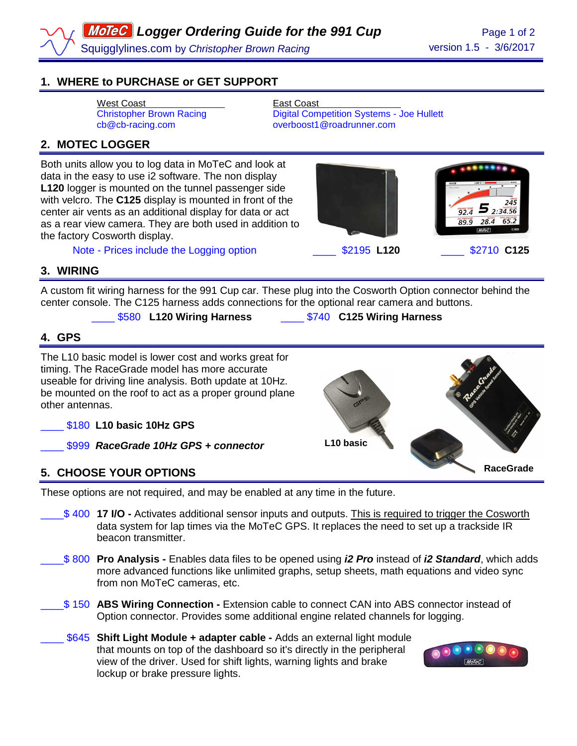# MoTeC Logger Ordering Guide for the 991 Cup

Squigglylines.com by *Christopher Brown Racing*

version 1.5 - 3/6/2017

## 1. WHERE to PURCHASE or GET SUPPORT

| West Coast | East Coast |
|---|---|
| Christopher Brown Racing | Digital Competition Systems - Joe Hullett |
| cb@cb-racing.com | overboost1@roadrunner.com |

## 2. MOTEC LOGGER

Both units allow you to log data in MoTeC and look at data in the easy to use i2 software. The non display **L120** logger is mounted on the tunnel passenger side with velcro. The **C125** display is mounted in front of the center air vents as an additional display for data or act as a rear view camera. They are both used in addition to the factory Cosworth display.

Note - Prices include the Logging option

____ $2195 **L120**

____ $2710 **C125**

## 3. WIRING

A custom fit wiring harness for the 991 Cup car. These plug into the Cosworth Option connector behind the center console. The C125 harness adds connections for the optional rear camera and buttons.

____ $580 **L120 Wiring Harness**

____ $740 **C125 Wiring Harness**

## 4. GPS

The L10 basic model is lower cost and works great for timing. The RaceGrade model has more accurate useable for driving line analysis. Both update at 10Hz. be mounted on the roof to act as a proper ground plane other antennas.

____ $180 **L10 basic 10Hz GPS**

____ $999 ***RaceGrade 10Hz GPS + connector***

L10 basic

RaceGrade

## 5. CHOOSE YOUR OPTIONS

These options are not required, and may be enabled at any time in the future.

____$ 400 **17 I/O -** Activates additional sensor inputs and outputs. This is required to trigger the Cosworth data system for lap times via the MoTeC GPS. It replaces the need to set up a trackside IR beacon transmitter.

____$ 800 **Pro Analysis -** Enables data files to be opened using ***i2 Pro*** instead of ***i2 Standard***, which adds more advanced functions like unlimited graphs, setup sheets, math equations and video sync from non MoTeC cameras, etc.

____$ 150 **ABS Wiring Connection -** Extension cable to connect CAN into ABS connector instead of Option connector. Provides some additional engine related channels for logging.

____ $645 **Shift Light Module + adapter cable -** Adds an external light module that mounts on top of the dashboard so it's directly in the peripheral view of the driver. Used for shift lights, warning lights and brake lockup or brake pressure lights.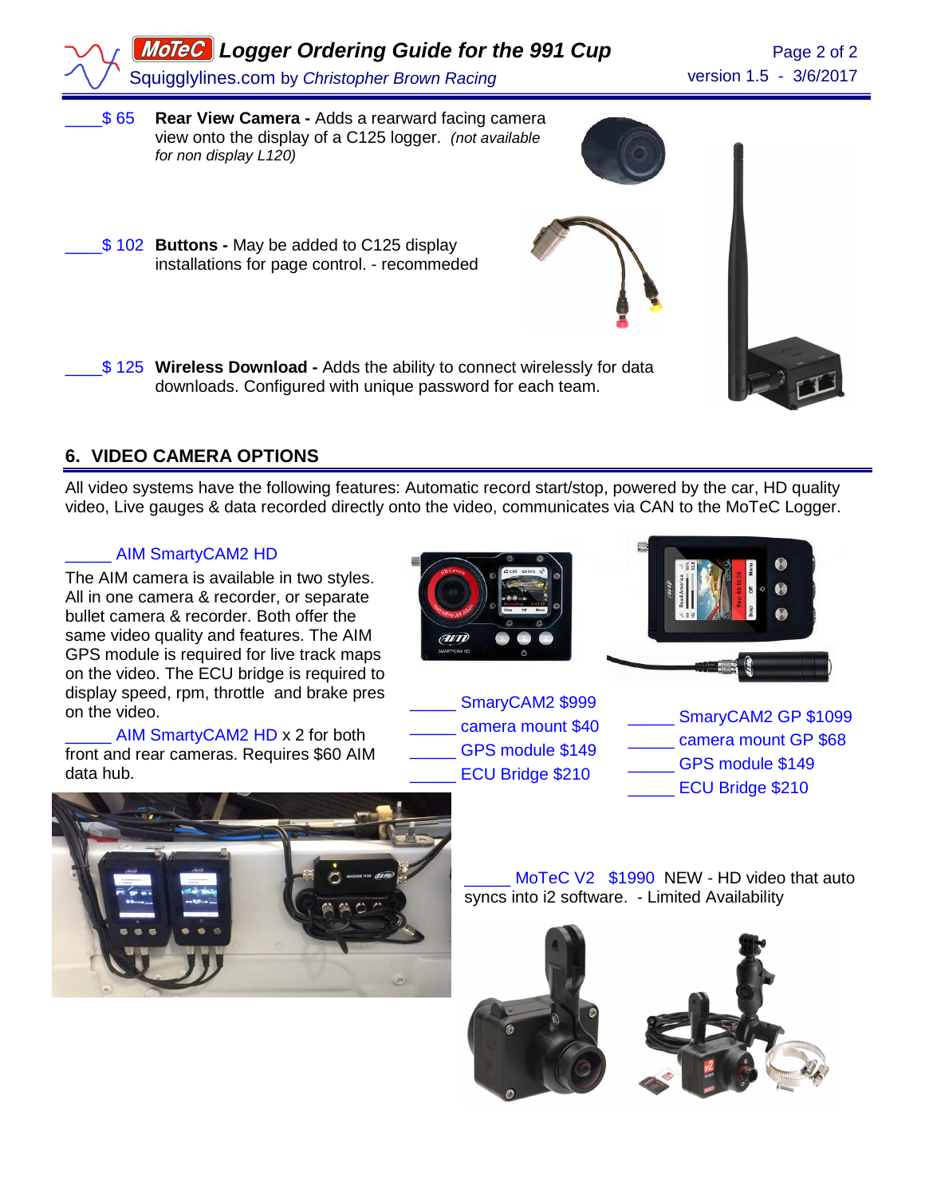____$ 65 **Rear View Camera -** Adds a rearward facing camera view onto the display of a C125 logger. *(not available for non display L120)*

____$ 102 **Buttons -** May be added to C125 display installations for page control. - recommeded

____$ 125 **Wireless Download -** Adds the ability to connect wirelessly for data downloads. Configured with unique password for each team.

## 6. VIDEO CAMERA OPTIONS

All video systems have the following features: Automatic record start/stop, powered by the car, HD quality video, Live gauges & data recorded directly onto the video, communicates via CAN to the MoTeC Logger.

_____ AIM SmartyCAM2 HD

The AIM camera is available in two styles. All in one camera & recorder, or separate bullet camera & recorder. Both offer the same video quality and features. The AIM GPS module is required for live track maps on the video. The ECU bridge is required to display speed, rpm, throttle and brake pres on the video.

_____ AIM SmartyCAM2 HD x 2 for both front and rear cameras. Requires $60 AIM data hub.

_____ SmaryCAM2 $999
_____ camera mount $40
_____ GPS module $149
_____ ECU Bridge $210

_____ SmaryCAM2 GP $1099
_____ camera mount GP $68
_____ GPS module $149
_____ ECU Bridge $210

_____ MoTeC V2 $1990 NEW - HD video that auto syncs into i2 software. - Limited Availability